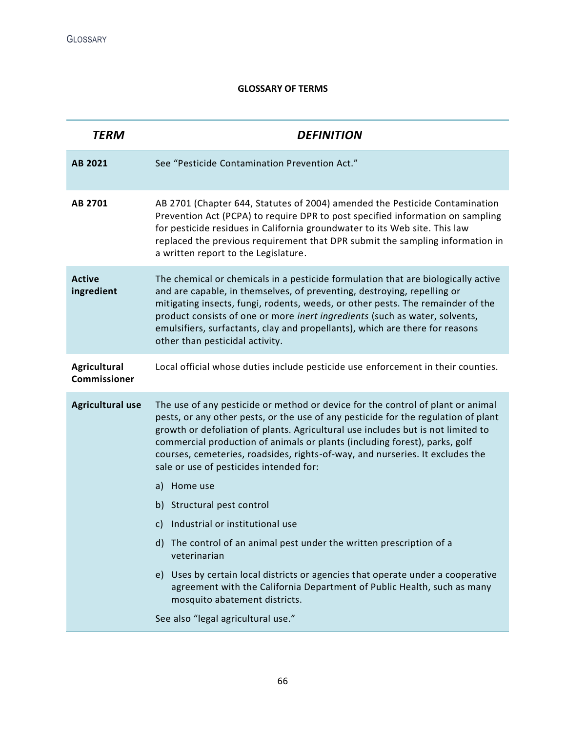## GLOSSARY OF TERMS

| TERM | DEFINITION |
|---|---|
| **AB 2021** | See "Pesticide Contamination Prevention Act." |
| **AB 2701** | AB 2701 (Chapter 644, Statutes of 2004) amended the Pesticide Contamination Prevention Act (PCPA) to require DPR to post specified information on sampling for pesticide residues in California groundwater to its Web site. This law replaced the previous requirement that DPR submit the sampling information in a written report to the Legislature. |
| **Active ingredient** | The chemical or chemicals in a pesticide formulation that are biologically active and are capable, in themselves, of preventing, destroying, repelling or mitigating insects, fungi, rodents, weeds, or other pests. The remainder of the product consists of one or more *inert ingredients* (such as water, solvents, emulsifiers, surfactants, clay and propellants), which are there for reasons other than pesticidal activity. |
| **Agricultural Commissioner** | Local official whose duties include pesticide use enforcement in their counties. |
| **Agricultural use** | The use of any pesticide or method or device for the control of plant or animal pests, or any other pests, or the use of any pesticide for the regulation of plant growth or defoliation of plants. Agricultural use includes but is not limited to commercial production of animals or plants (including forest), parks, golf courses, cemeteries, roadsides, rights-of-way, and nurseries. It excludes the sale or use of pesticides intended for:<br>a) Home use<br>b) Structural pest control<br>c) Industrial or institutional use<br>d) The control of an animal pest under the written prescription of a veterinarian<br>e) Uses by certain local districts or agencies that operate under a cooperative agreement with the California Department of Public Health, such as many mosquito abatement districts.<br>See also "legal agricultural use." |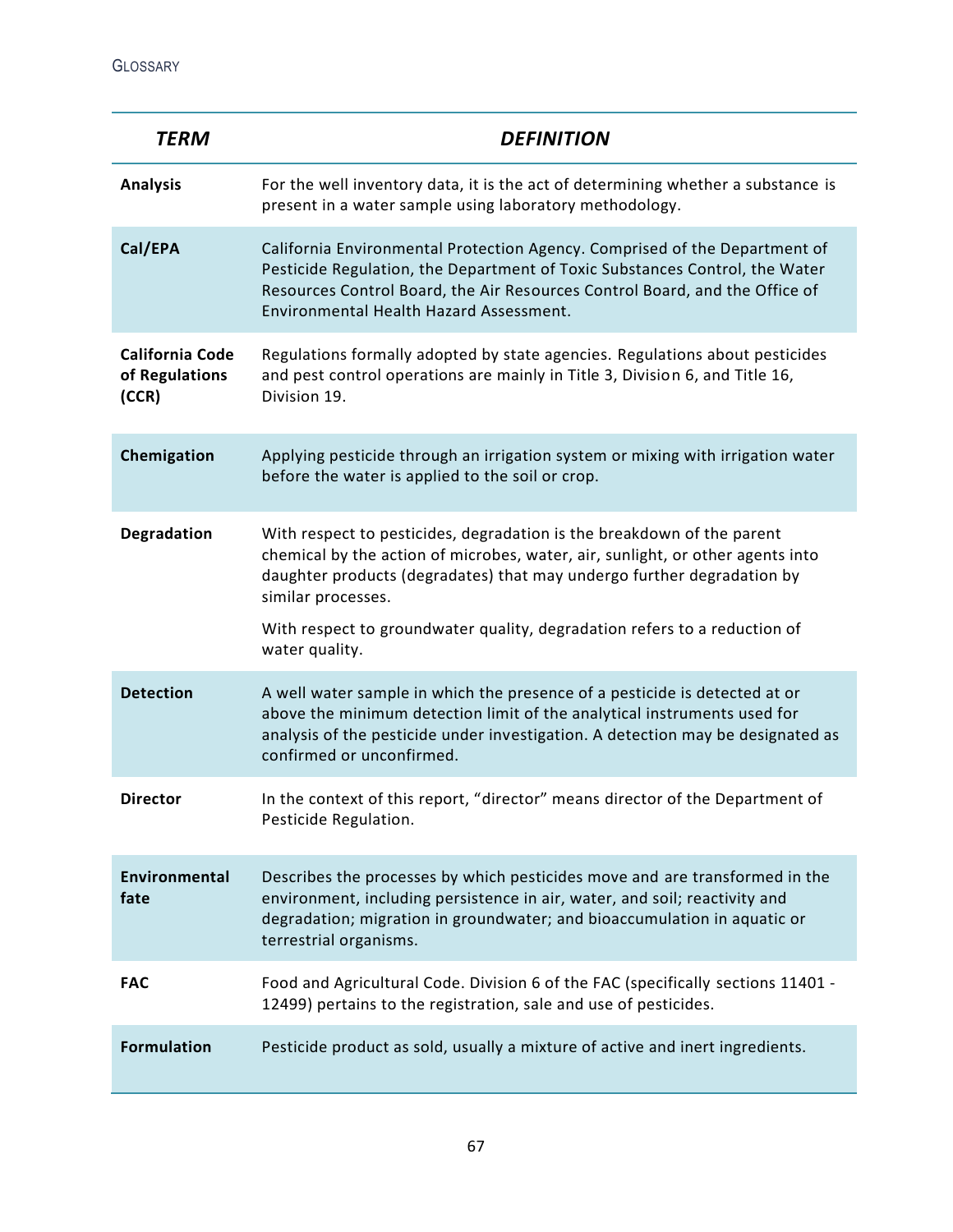| *TERM* | *DEFINITION* |
|---|---|
| **Analysis** | For the well inventory data, it is the act of determining whether a substance is present in a water sample using laboratory methodology. |
| **Cal/EPA** | California Environmental Protection Agency. Comprised of the Department of Pesticide Regulation, the Department of Toxic Substances Control, the Water Resources Control Board, the Air Resources Control Board, and the Office of Environmental Health Hazard Assessment. |
| **California Code of Regulations (CCR)** | Regulations formally adopted by state agencies. Regulations about pesticides and pest control operations are mainly in Title 3, Division 6, and Title 16, Division 19. |
| **Chemigation** | Applying pesticide through an irrigation system or mixing with irrigation water before the water is applied to the soil or crop. |
| **Degradation** | With respect to pesticides, degradation is the breakdown of the parent chemical by the action of microbes, water, air, sunlight, or other agents into daughter products (degradates) that may undergo further degradation by similar processes.<br><br>With respect to groundwater quality, degradation refers to a reduction of water quality. |
| **Detection** | A well water sample in which the presence of a pesticide is detected at or above the minimum detection limit of the analytical instruments used for analysis of the pesticide under investigation. A detection may be designated as confirmed or unconfirmed. |
| **Director** | In the context of this report, "director" means director of the Department of Pesticide Regulation. |
| **Environmental fate** | Describes the processes by which pesticides move and are transformed in the environment, including persistence in air, water, and soil; reactivity and degradation; migration in groundwater; and bioaccumulation in aquatic or terrestrial organisms. |
| **FAC** | Food and Agricultural Code. Division 6 of the FAC (specifically sections 11401 - 12499) pertains to the registration, sale and use of pesticides. |
| **Formulation** | Pesticide product as sold, usually a mixture of active and inert ingredients. |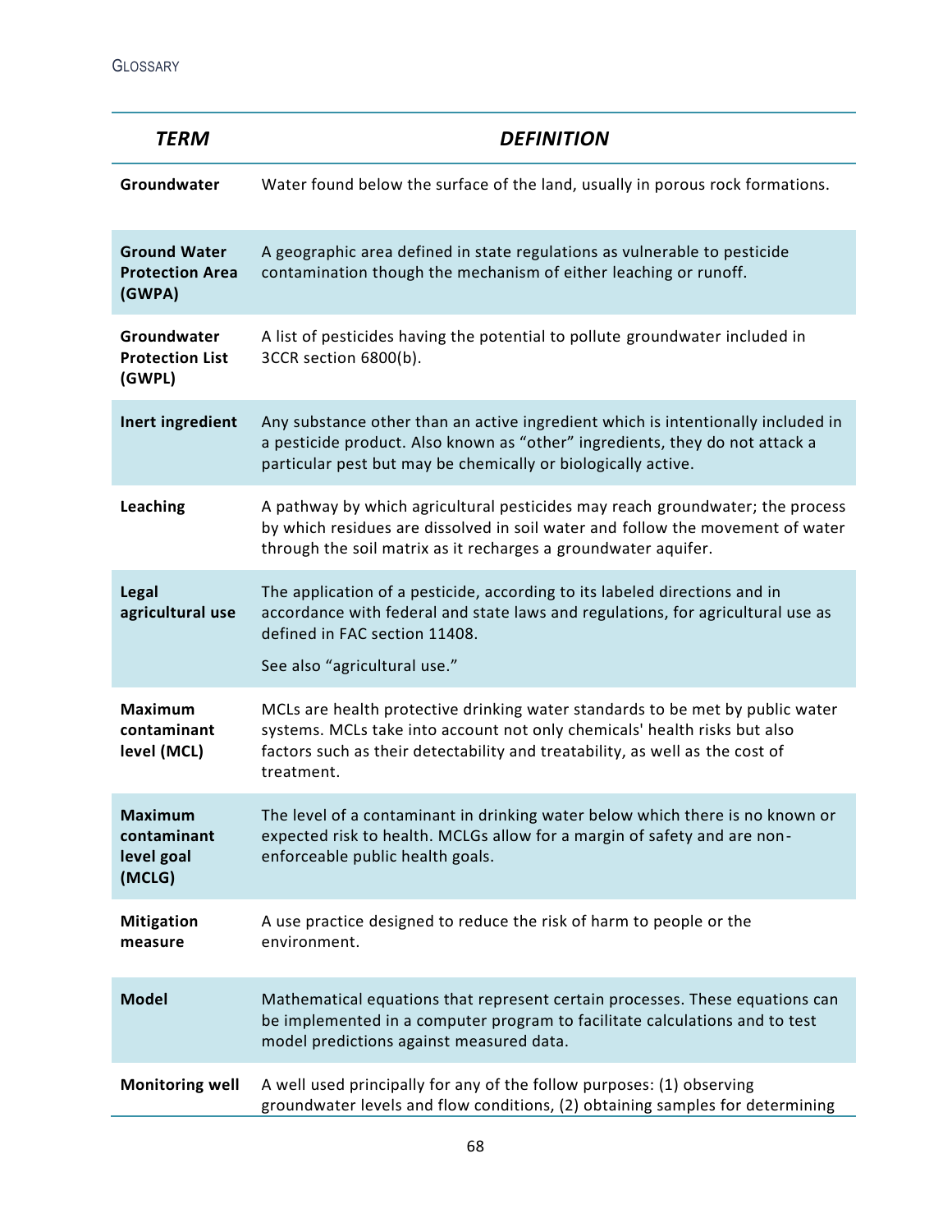| *TERM* | *DEFINITION* |
|---|---|
| **Groundwater** | Water found below the surface of the land, usually in porous rock formations. |
| **Ground Water Protection Area (GWPA)** | A geographic area defined in state regulations as vulnerable to pesticide contamination though the mechanism of either leaching or runoff. |
| **Groundwater Protection List (GWPL)** | A list of pesticides having the potential to pollute groundwater included in 3CCR section 6800(b). |
| **Inert ingredient** | Any substance other than an active ingredient which is intentionally included in a pesticide product. Also known as "other" ingredients, they do not attack a particular pest but may be chemically or biologically active. |
| **Leaching** | A pathway by which agricultural pesticides may reach groundwater; the process by which residues are dissolved in soil water and follow the movement of water through the soil matrix as it recharges a groundwater aquifer. |
| **Legal agricultural use** | The application of a pesticide, according to its labeled directions and in accordance with federal and state laws and regulations, for agricultural use as defined in FAC section 11408. See also "agricultural use." |
| **Maximum contaminant level (MCL)** | MCLs are health protective drinking water standards to be met by public water systems. MCLs take into account not only chemicals' health risks but also factors such as their detectability and treatability, as well as the cost of treatment. |
| **Maximum contaminant level goal (MCLG)** | The level of a contaminant in drinking water below which there is no known or expected risk to health. MCLGs allow for a margin of safety and are non-enforceable public health goals. |
| **Mitigation measure** | A use practice designed to reduce the risk of harm to people or the environment. |
| **Model** | Mathematical equations that represent certain processes. These equations can be implemented in a computer program to facilitate calculations and to test model predictions against measured data. |
| **Monitoring well** | A well used principally for any of the follow purposes: (1) observing groundwater levels and flow conditions, (2) obtaining samples for determining |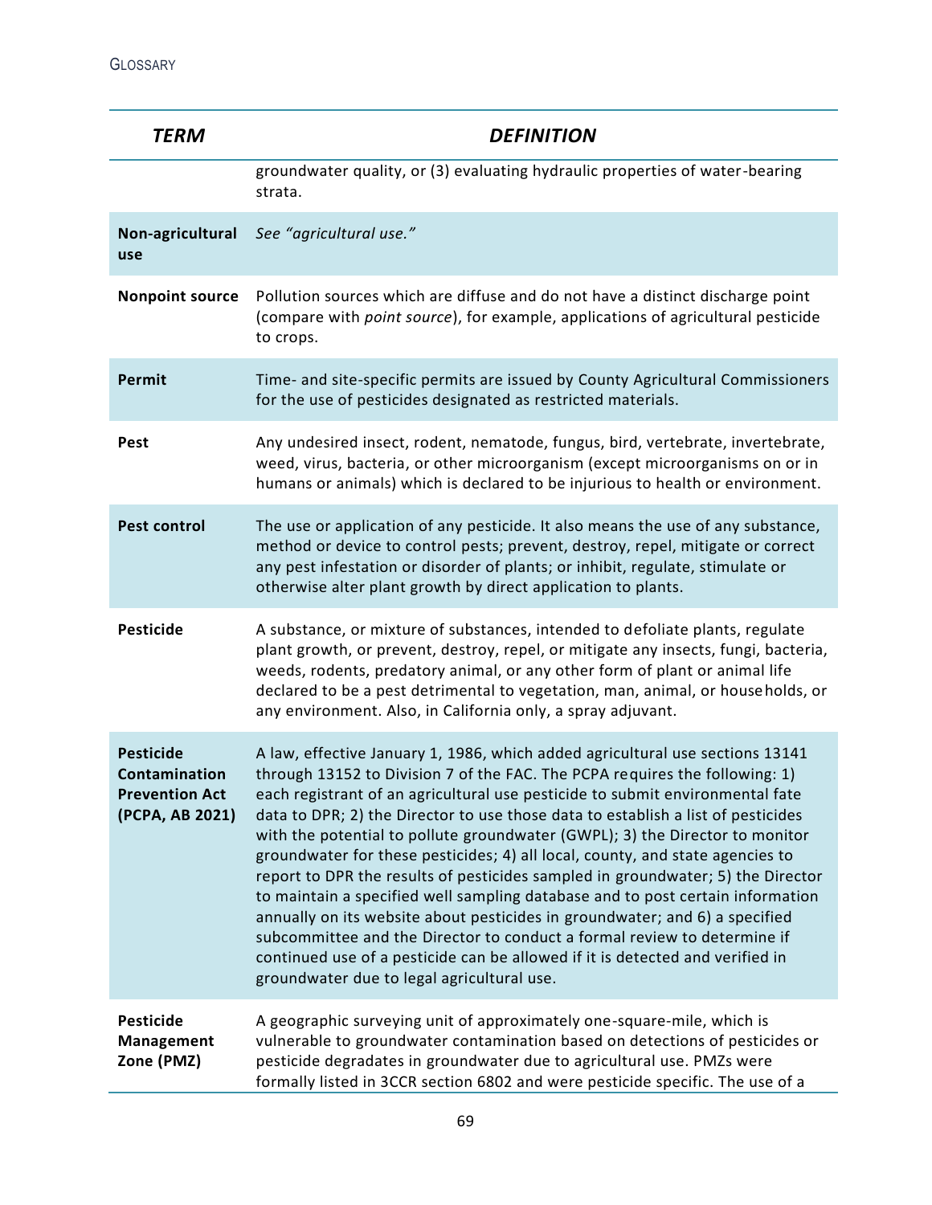| TERM | DEFINITION |
|---|---|
| | groundwater quality, or (3) evaluating hydraulic properties of water-bearing strata. |
| **Non-agricultural use** | *See "agricultural use."* |
| **Nonpoint source** | Pollution sources which are diffuse and do not have a distinct discharge point (compare with *point source*), for example, applications of agricultural pesticide to crops. |
| **Permit** | Time- and site-specific permits are issued by County Agricultural Commissioners for the use of pesticides designated as restricted materials. |
| **Pest** | Any undesired insect, rodent, nematode, fungus, bird, vertebrate, invertebrate, weed, virus, bacteria, or other microorganism (except microorganisms on or in humans or animals) which is declared to be injurious to health or environment. |
| **Pest control** | The use or application of any pesticide. It also means the use of any substance, method or device to control pests; prevent, destroy, repel, mitigate or correct any pest infestation or disorder of plants; or inhibit, regulate, stimulate or otherwise alter plant growth by direct application to plants. |
| **Pesticide** | A substance, or mixture of substances, intended to defoliate plants, regulate plant growth, or prevent, destroy, repel, or mitigate any insects, fungi, bacteria, weeds, rodents, predatory animal, or any other form of plant or animal life declared to be a pest detrimental to vegetation, man, animal, or households, or any environment. Also, in California only, a spray adjuvant. |
| **Pesticide Contamination Prevention Act (PCPA, AB 2021)** | A law, effective January 1, 1986, which added agricultural use sections 13141 through 13152 to Division 7 of the FAC. The PCPA requires the following: 1) each registrant of an agricultural use pesticide to submit environmental fate data to DPR; 2) the Director to use those data to establish a list of pesticides with the potential to pollute groundwater (GWPL); 3) the Director to monitor groundwater for these pesticides; 4) all local, county, and state agencies to report to DPR the results of pesticides sampled in groundwater; 5) the Director to maintain a specified well sampling database and to post certain information annually on its website about pesticides in groundwater; and 6) a specified subcommittee and the Director to conduct a formal review to determine if continued use of a pesticide can be allowed if it is detected and verified in groundwater due to legal agricultural use. |
| **Pesticide Management Zone (PMZ)** | A geographic surveying unit of approximately one-square-mile, which is vulnerable to groundwater contamination based on detections of pesticides or pesticide degradates in groundwater due to agricultural use. PMZs were formally listed in 3CCR section 6802 and were pesticide specific. The use of a |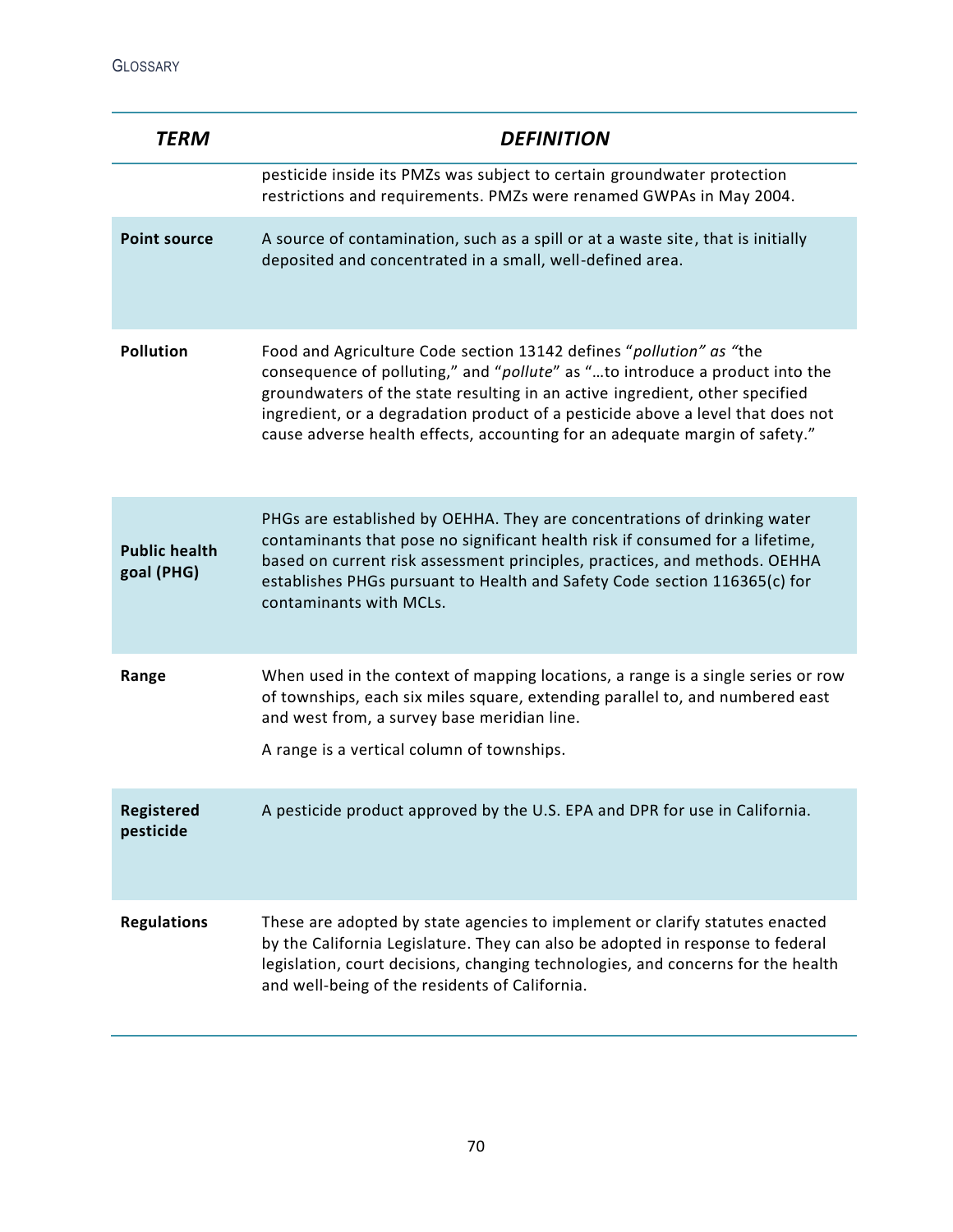| TERM | DEFINITION |
|---|---|
| | pesticide inside its PMZs was subject to certain groundwater protection restrictions and requirements. PMZs were renamed GWPAs in May 2004. |
| **Point source** | A source of contamination, such as a spill or at a waste site, that is initially deposited and concentrated in a small, well-defined area. |
| **Pollution** | Food and Agriculture Code section 13142 defines "*pollution" as "*the consequence of polluting," and "*pollute*" as "…to introduce a product into the groundwaters of the state resulting in an active ingredient, other specified ingredient, or a degradation product of a pesticide above a level that does not cause adverse health effects, accounting for an adequate margin of safety." |
| **Public health goal (PHG)** | PHGs are established by OEHHA. They are concentrations of drinking water contaminants that pose no significant health risk if consumed for a lifetime, based on current risk assessment principles, practices, and methods. OEHHA establishes PHGs pursuant to Health and Safety Code section 116365(c) for contaminants with MCLs. |
| **Range** | When used in the context of mapping locations, a range is a single series or row of townships, each six miles square, extending parallel to, and numbered east and west from, a survey base meridian line. A range is a vertical column of townships. |
| **Registered pesticide** | A pesticide product approved by the U.S. EPA and DPR for use in California. |
| **Regulations** | These are adopted by state agencies to implement or clarify statutes enacted by the California Legislature. They can also be adopted in response to federal legislation, court decisions, changing technologies, and concerns for the health and well-being of the residents of California. |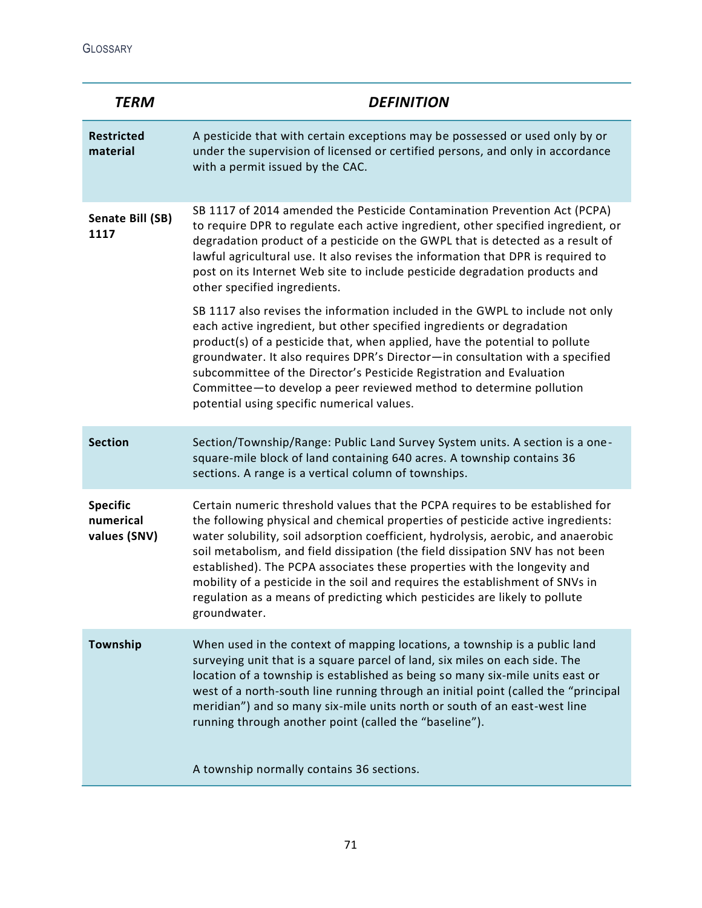| *TERM* | *DEFINITION* |
|---|---|
| **Restricted material** | A pesticide that with certain exceptions may be possessed or used only by or under the supervision of licensed or certified persons, and only in accordance with a permit issued by the CAC. |
| **Senate Bill (SB) 1117** | SB 1117 of 2014 amended the Pesticide Contamination Prevention Act (PCPA) to require DPR to regulate each active ingredient, other specified ingredient, or degradation product of a pesticide on the GWPL that is detected as a result of lawful agricultural use. It also revises the information that DPR is required to post on its Internet Web site to include pesticide degradation products and other specified ingredients.<br><br>SB 1117 also revises the information included in the GWPL to include not only each active ingredient, but other specified ingredients or degradation product(s) of a pesticide that, when applied, have the potential to pollute groundwater. It also requires DPR's Director—in consultation with a specified subcommittee of the Director's Pesticide Registration and Evaluation Committee—to develop a peer reviewed method to determine pollution potential using specific numerical values. |
| **Section** | Section/Township/Range: Public Land Survey System units. A section is a one-square-mile block of land containing 640 acres. A township contains 36 sections. A range is a vertical column of townships. |
| **Specific numerical values (SNV)** | Certain numeric threshold values that the PCPA requires to be established for the following physical and chemical properties of pesticide active ingredients: water solubility, soil adsorption coefficient, hydrolysis, aerobic, and anaerobic soil metabolism, and field dissipation (the field dissipation SNV has not been established). The PCPA associates these properties with the longevity and mobility of a pesticide in the soil and requires the establishment of SNVs in regulation as a means of predicting which pesticides are likely to pollute groundwater. |
| **Township** | When used in the context of mapping locations, a township is a public land surveying unit that is a square parcel of land, six miles on each side. The location of a township is established as being so many six-mile units east or west of a north-south line running through an initial point (called the "principal meridian") and so many six-mile units north or south of an east-west line running through another point (called the "baseline").<br><br>A township normally contains 36 sections. |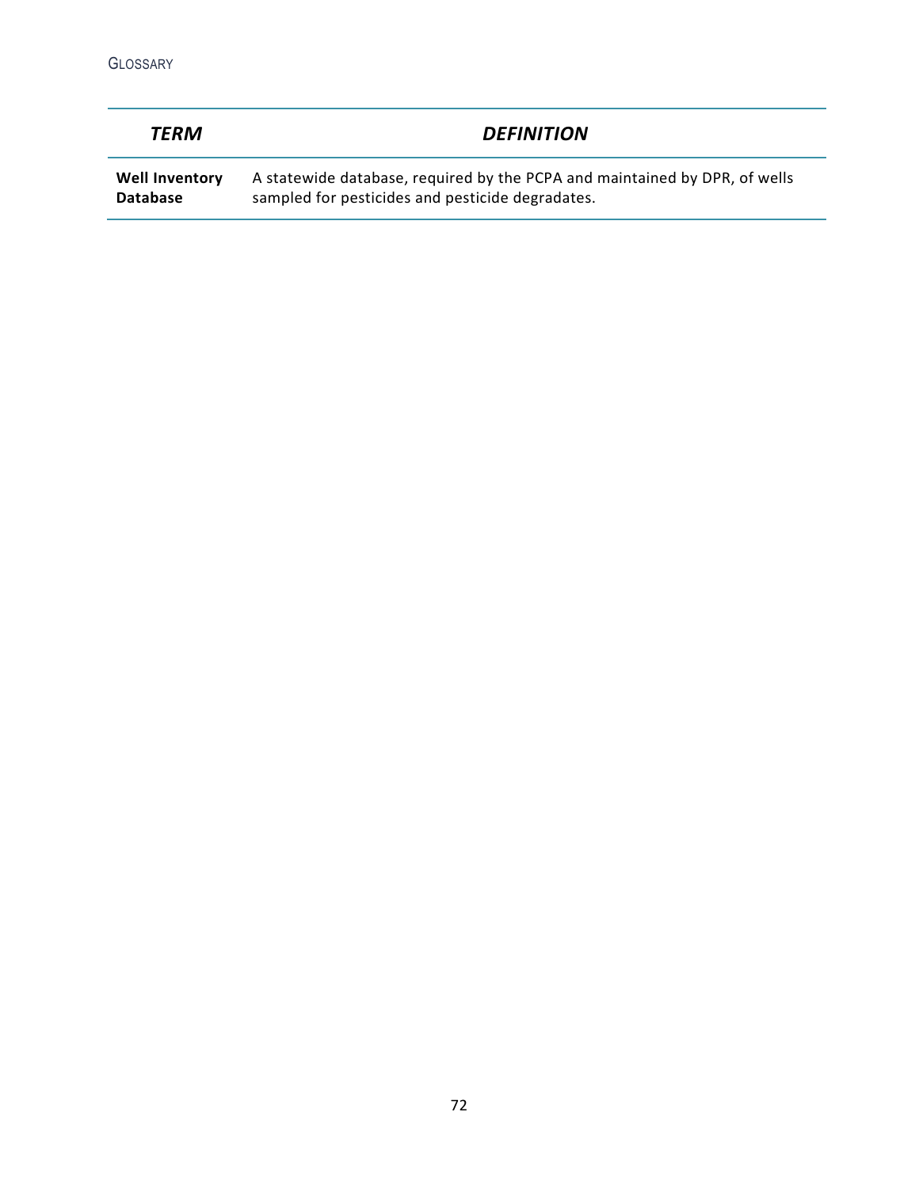| TERM | DEFINITION |
| --- | --- |
| **Well Inventory Database** | A statewide database, required by the PCPA and maintained by DPR, of wells sampled for pesticides and pesticide degradates. |